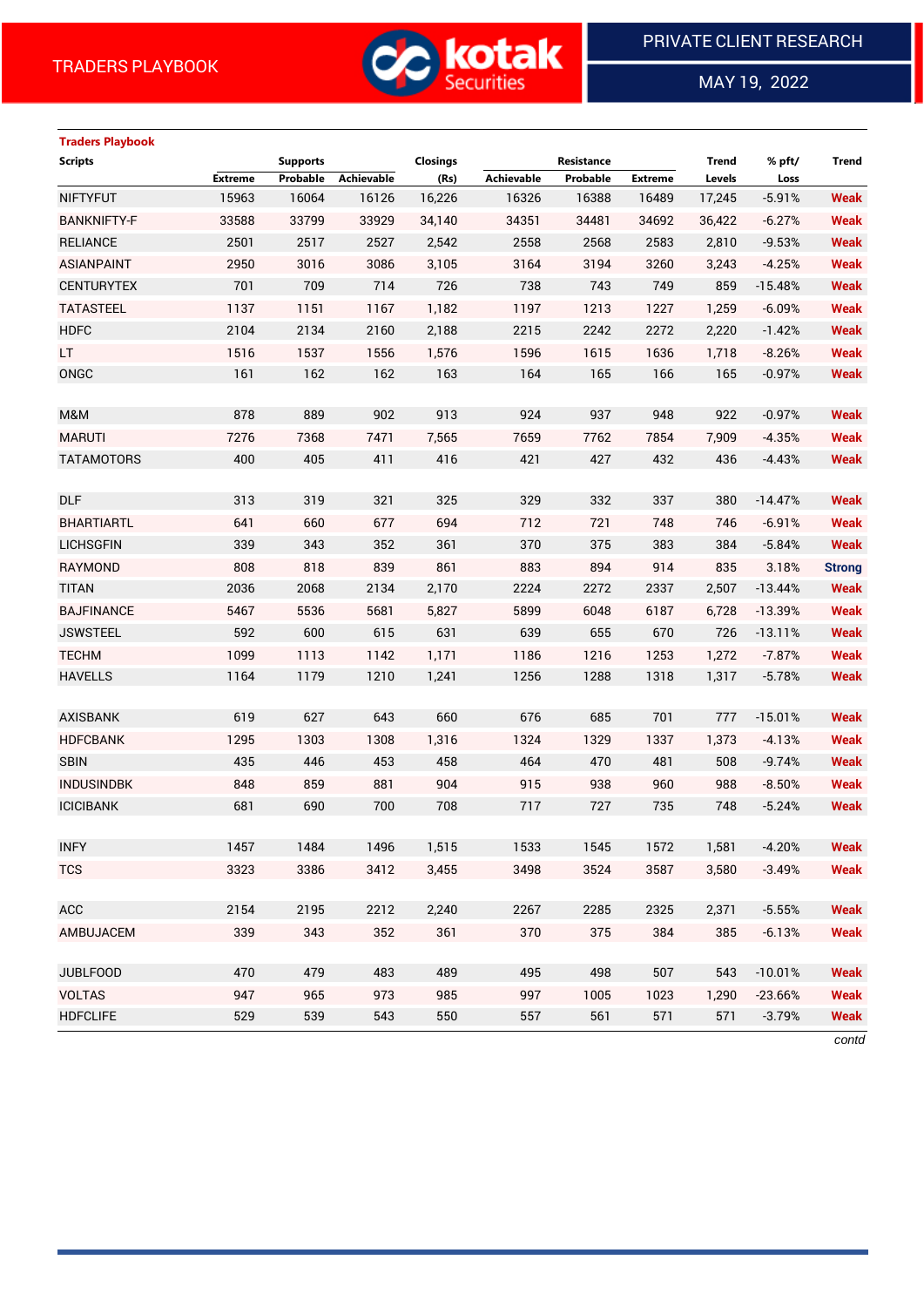TRADERS PLAYBOOK

PRIVATE CLIENT RESEARCH

MAY 19, 2022

## Traders Playbook

| Scripts | Supports | | | Closings | Resistance | | | Trend | % pft/ | Trend |
|---|---|---|---|---|---|---|---|---|---|---|
| | Extreme | Probable | Achievable | (Rs) | Achievable | Probable | Extreme | Levels | Loss | |
| NIFTYFUT | 15963 | 16064 | 16126 | 16,226 | 16326 | 16388 | 16489 | 17,245 | -5.91% | Weak |
| BANKNIFTY-F | 33588 | 33799 | 33929 | 34,140 | 34351 | 34481 | 34692 | 36,422 | -6.27% | Weak |
| RELIANCE | 2501 | 2517 | 2527 | 2,542 | 2558 | 2568 | 2583 | 2,810 | -9.53% | Weak |
| ASIANPAINT | 2950 | 3016 | 3086 | 3,105 | 3164 | 3194 | 3260 | 3,243 | -4.25% | Weak |
| CENTURYTEX | 701 | 709 | 714 | 726 | 738 | 743 | 749 | 859 | -15.48% | Weak |
| TATASTEEL | 1137 | 1151 | 1167 | 1,182 | 1197 | 1213 | 1227 | 1,259 | -6.09% | Weak |
| HDFC | 2104 | 2134 | 2160 | 2,188 | 2215 | 2242 | 2272 | 2,220 | -1.42% | Weak |
| LT | 1516 | 1537 | 1556 | 1,576 | 1596 | 1615 | 1636 | 1,718 | -8.26% | Weak |
| ONGC | 161 | 162 | 162 | 163 | 164 | 165 | 166 | 165 | -0.97% | Weak |
| | | | | | | | | | | |
| M&M | 878 | 889 | 902 | 913 | 924 | 937 | 948 | 922 | -0.97% | Weak |
| MARUTI | 7276 | 7368 | 7471 | 7,565 | 7659 | 7762 | 7854 | 7,909 | -4.35% | Weak |
| TATAMOTORS | 400 | 405 | 411 | 416 | 421 | 427 | 432 | 436 | -4.43% | Weak |
| | | | | | | | | | | |
| DLF | 313 | 319 | 321 | 325 | 329 | 332 | 337 | 380 | -14.47% | Weak |
| BHARTIARTL | 641 | 660 | 677 | 694 | 712 | 721 | 748 | 746 | -6.91% | Weak |
| LICHSGFIN | 339 | 343 | 352 | 361 | 370 | 375 | 383 | 384 | -5.84% | Weak |
| RAYMOND | 808 | 818 | 839 | 861 | 883 | 894 | 914 | 835 | 3.18% | Strong |
| TITAN | 2036 | 2068 | 2134 | 2,170 | 2224 | 2272 | 2337 | 2,507 | -13.44% | Weak |
| BAJFINANCE | 5467 | 5536 | 5681 | 5,827 | 5899 | 6048 | 6187 | 6,728 | -13.39% | Weak |
| JSWSTEEL | 592 | 600 | 615 | 631 | 639 | 655 | 670 | 726 | -13.11% | Weak |
| TECHM | 1099 | 1113 | 1142 | 1,171 | 1186 | 1216 | 1253 | 1,272 | -7.87% | Weak |
| HAVELLS | 1164 | 1179 | 1210 | 1,241 | 1256 | 1288 | 1318 | 1,317 | -5.78% | Weak |
| | | | | | | | | | | |
| AXISBANK | 619 | 627 | 643 | 660 | 676 | 685 | 701 | 777 | -15.01% | Weak |
| HDFCBANK | 1295 | 1303 | 1308 | 1,316 | 1324 | 1329 | 1337 | 1,373 | -4.13% | Weak |
| SBIN | 435 | 446 | 453 | 458 | 464 | 470 | 481 | 508 | -9.74% | Weak |
| INDUSINDBK | 848 | 859 | 881 | 904 | 915 | 938 | 960 | 988 | -8.50% | Weak |
| ICICIBANK | 681 | 690 | 700 | 708 | 717 | 727 | 735 | 748 | -5.24% | Weak |
| | | | | | | | | | | |
| INFY | 1457 | 1484 | 1496 | 1,515 | 1533 | 1545 | 1572 | 1,581 | -4.20% | Weak |
| TCS | 3323 | 3386 | 3412 | 3,455 | 3498 | 3524 | 3587 | 3,580 | -3.49% | Weak |
| | | | | | | | | | | |
| ACC | 2154 | 2195 | 2212 | 2,240 | 2267 | 2285 | 2325 | 2,371 | -5.55% | Weak |
| AMBUJACEM | 339 | 343 | 352 | 361 | 370 | 375 | 384 | 385 | -6.13% | Weak |
| | | | | | | | | | | |
| JUBLFOOD | 470 | 479 | 483 | 489 | 495 | 498 | 507 | 543 | -10.01% | Weak |
| VOLTAS | 947 | 965 | 973 | 985 | 997 | 1005 | 1023 | 1,290 | -23.66% | Weak |
| HDFCLIFE | 529 | 539 | 543 | 550 | 557 | 561 | 571 | 571 | -3.79% | Weak |

*contd*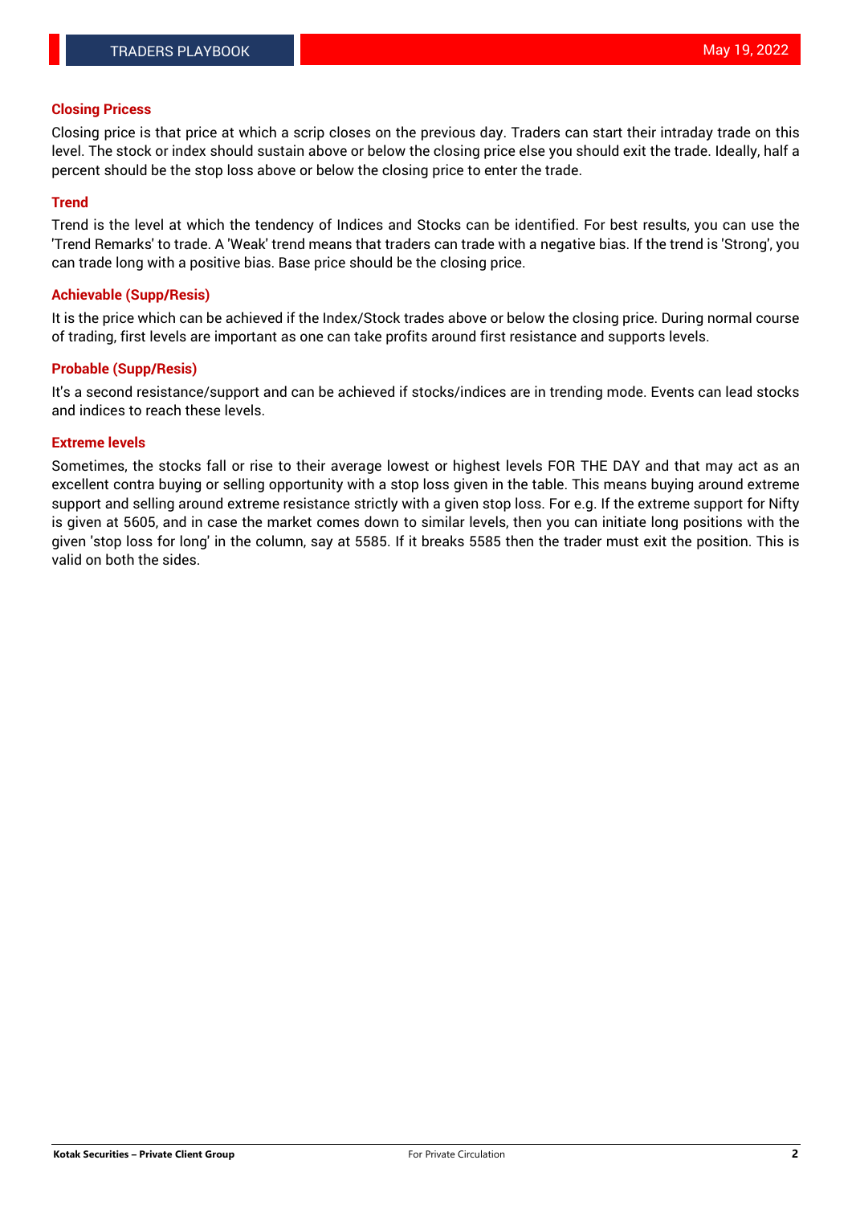### Closing Pricess

Closing price is that price at which a scrip closes on the previous day. Traders can start their intraday trade on this level. The stock or index should sustain above or below the closing price else you should exit the trade. Ideally, half a percent should be the stop loss above or below the closing price to enter the trade.

### Trend

Trend is the level at which the tendency of Indices and Stocks can be identified. For best results, you can use the 'Trend Remarks' to trade. A 'Weak' trend means that traders can trade with a negative bias. If the trend is 'Strong', you can trade long with a positive bias. Base price should be the closing price.

### Achievable (Supp/Resis)

It is the price which can be achieved if the Index/Stock trades above or below the closing price. During normal course of trading, first levels are important as one can take profits around first resistance and supports levels.

### Probable (Supp/Resis)

It's a second resistance/support and can be achieved if stocks/indices are in trending mode. Events can lead stocks and indices to reach these levels.

### Extreme levels

Sometimes, the stocks fall or rise to their average lowest or highest levels FOR THE DAY and that may act as an excellent contra buying or selling opportunity with a stop loss given in the table. This means buying around extreme support and selling around extreme resistance strictly with a given stop loss. For e.g. If the extreme support for Nifty is given at 5605, and in case the market comes down to similar levels, then you can initiate long positions with the given 'stop loss for long' in the column, say at 5585. If it breaks 5585 then the trader must exit the position. This is valid on both the sides.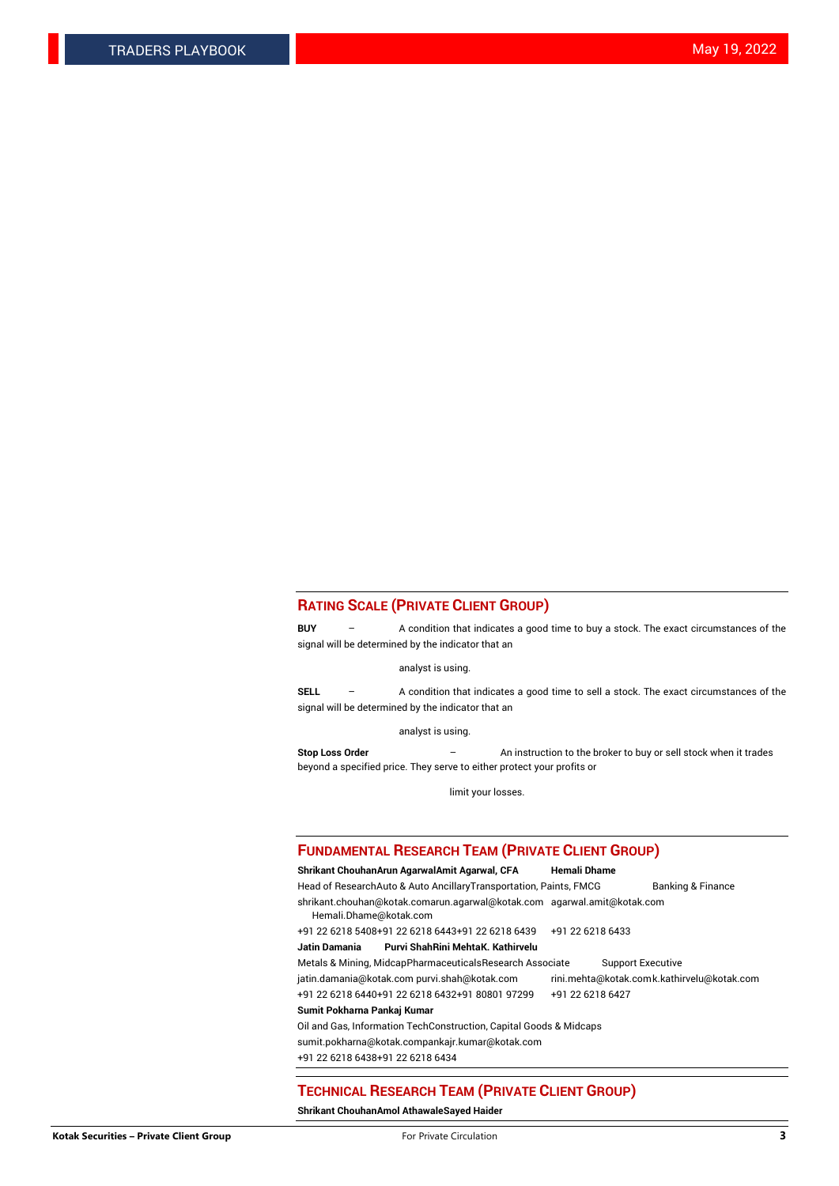## RATING SCALE (PRIVATE CLIENT GROUP)

**BUY** – A condition that indicates a good time to buy a stock. The exact circumstances of the signal will be determined by the indicator that an analyst is using.

**SELL** – A condition that indicates a good time to sell a stock. The exact circumstances of the signal will be determined by the indicator that an analyst is using.

**Stop Loss Order** – An instruction to the broker to buy or sell stock when it trades beyond a specified price. They serve to either protect your profits or limit your losses.

## FUNDAMENTAL RESEARCH TEAM (PRIVATE CLIENT GROUP)

| **Shrikant Chouhan** | **Arun Agarwal** | **Amit Agarwal, CFA** | **Hemali Dhame** |
|---|---|---|---|
| Head of Research | Auto & Auto Ancillary | Transportation, Paints, FMCG | Banking & Finance |
| shrikant.chouhan@kotak.com | arun.agarwal@kotak.com | agarwal.amit@kotak.com | Hemali.Dhame@kotak.com |
| +91 22 6218 5408 | +91 22 6218 6443 | +91 22 6218 6439 | +91 22 6218 6433 |
| **Jatin Damania** | **Purvi Shah** | **Rini Mehta** | **K. Kathirvelu** |
| Metals & Mining, Midcap | Pharmaceuticals | Research Associate | Support Executive |
| jatin.damania@kotak.com | purvi.shah@kotak.com | rini.mehta@kotak.com | k.kathirvelu@kotak.com |
| +91 22 6218 6440 | +91 22 6218 6432 | +91 80801 97299 | +91 22 6218 6427 |
| **Sumit Pokharna** | **Pankaj Kumar** | | |
| Oil and Gas, Information Tech | Construction, Capital Goods & Midcaps | | |
| sumit.pokharna@kotak.com | pankajr.kumar@kotak.com | | |
| +91 22 6218 6438 | +91 22 6218 6434 | | |

## TECHNICAL RESEARCH TEAM (PRIVATE CLIENT GROUP)

**Shrikant Chouhan** **Amol Athawale** **Sayed Haider**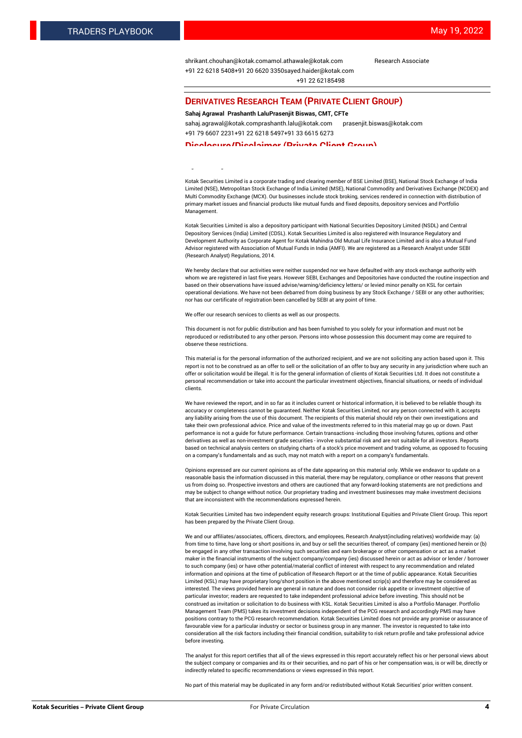shrikant.chouhan@kotak.comamol.athawale@kotak.com Research Associate

+91 22 6218 5408+91 20 6620 3350sayed.haider@kotak.com

+91 22 62185498

## DERIVATIVES RESEARCH TEAM (PRIVATE CLIENT GROUP)

**Sahaj Agrawal Prashanth LaluPrasenjit Biswas, CMT, CFTe**

sahaj.agrawal@kotak.comprashanth.lalu@kotak.com prasenjit.biswas@kotak.com

+91 79 6607 2231+91 22 6218 5497+91 33 6615 6273

## Disclosure/Disclaimer (Private Client Group)

Kotak Securities Limited is a corporate trading and clearing member of BSE Limited (BSE), National Stock Exchange of India Limited (NSE), Metropolitan Stock Exchange of India Limited (MSE), National Commodity and Derivatives Exchange (NCDEX) and Multi Commodity Exchange (MCX). Our businesses include stock broking, services rendered in connection with distribution of primary market issues and financial products like mutual funds and fixed deposits, depository services and Portfolio Management.

Kotak Securities Limited is also a depository participant with National Securities Depository Limited (NSDL) and Central Depository Services (India) Limited (CDSL). Kotak Securities Limited is also registered with Insurance Regulatory and Development Authority as Corporate Agent for Kotak Mahindra Old Mutual Life Insurance Limited and is also a Mutual Fund Advisor registered with Association of Mutual Funds in India (AMFI). We are registered as a Research Analyst under SEBI (Research Analyst) Regulations, 2014.

We hereby declare that our activities were neither suspended nor we have defaulted with any stock exchange authority with whom we are registered in last five years. However SEBI, Exchanges and Depositories have conducted the routine inspection and based on their observations have issued advise/warning/deficiency letters/ or levied minor penalty on KSL for certain operational deviations. We have not been debarred from doing business by any Stock Exchange / SEBI or any other authorities; nor has our certificate of registration been cancelled by SEBI at any point of time.

We offer our research services to clients as well as our prospects.

This document is not for public distribution and has been furnished to you solely for your information and must not be reproduced or redistributed to any other person. Persons into whose possession this document may come are required to observe these restrictions.

This material is for the personal information of the authorized recipient, and we are not soliciting any action based upon it. This report is not to be construed as an offer to sell or the solicitation of an offer to buy any security in any jurisdiction where such an offer or solicitation would be illegal. It is for the general information of clients of Kotak Securities Ltd. It does not constitute a personal recommendation or take into account the particular investment objectives, financial situations, or needs of individual clients.

We have reviewed the report, and in so far as it includes current or historical information, it is believed to be reliable though its accuracy or completeness cannot be guaranteed. Neither Kotak Securities Limited, nor any person connected with it, accepts any liability arising from the use of this document. The recipients of this material should rely on their own investigations and take their own professional advice. Price and value of the investments referred to in this material may go up or down. Past performance is not a guide for future performance. Certain transactions -including those involving futures, options and other derivatives as well as non-investment grade securities - involve substantial risk and are not suitable for all investors. Reports based on technical analysis centers on studying charts of a stock's price movement and trading volume, as opposed to focusing on a company's fundamentals and as such, may not match with a report on a company's fundamentals.

Opinions expressed are our current opinions as of the date appearing on this material only. While we endeavor to update on a reasonable basis the information discussed in this material, there may be regulatory, compliance or other reasons that prevent us from doing so. Prospective investors and others are cautioned that any forward-looking statements are not predictions and may be subject to change without notice. Our proprietary trading and investment businesses may make investment decisions that are inconsistent with the recommendations expressed herein.

Kotak Securities Limited has two independent equity research groups: Institutional Equities and Private Client Group. This report has been prepared by the Private Client Group.

We and our affiliates/associates, officers, directors, and employees, Research Analyst(including relatives) worldwide may: (a) from time to time, have long or short positions in, and buy or sell the securities thereof, of company (ies) mentioned herein or (b) be engaged in any other transaction involving such securities and earn brokerage or other compensation or act as a market maker in the financial instruments of the subject company/company (ies) discussed herein or act as advisor or lender / borrower to such company (ies) or have other potential/material conflict of interest with respect to any recommendation and related information and opinions at the time of publication of Research Report or at the time of public appearance. Kotak Securities Limited (KSL) may have proprietary long/short position in the above mentioned scrip(s) and therefore may be considered as interested. The views provided herein are general in nature and does not consider risk appetite or investment objective of particular investor; readers are requested to take independent professional advice before investing. This should not be construed as invitation or solicitation to do business with KSL. Kotak Securities Limited is also a Portfolio Manager. Portfolio Management Team (PMS) takes its investment decisions independent of the PCG research and accordingly PMS may have positions contrary to the PCG research recommendation. Kotak Securities Limited does not provide any promise or assurance of favourable view for a particular industry or sector or business group in any manner. The investor is requested to take into consideration all the risk factors including their financial condition, suitability to risk return profile and take professional advice before investing.

The analyst for this report certifies that all of the views expressed in this report accurately reflect his or her personal views about the subject company or companies and its or their securities, and no part of his or her compensation was, is or will be, directly or indirectly related to specific recommendations or views expressed in this report.

No part of this material may be duplicated in any form and/or redistributed without Kotak Securities' prior written consent.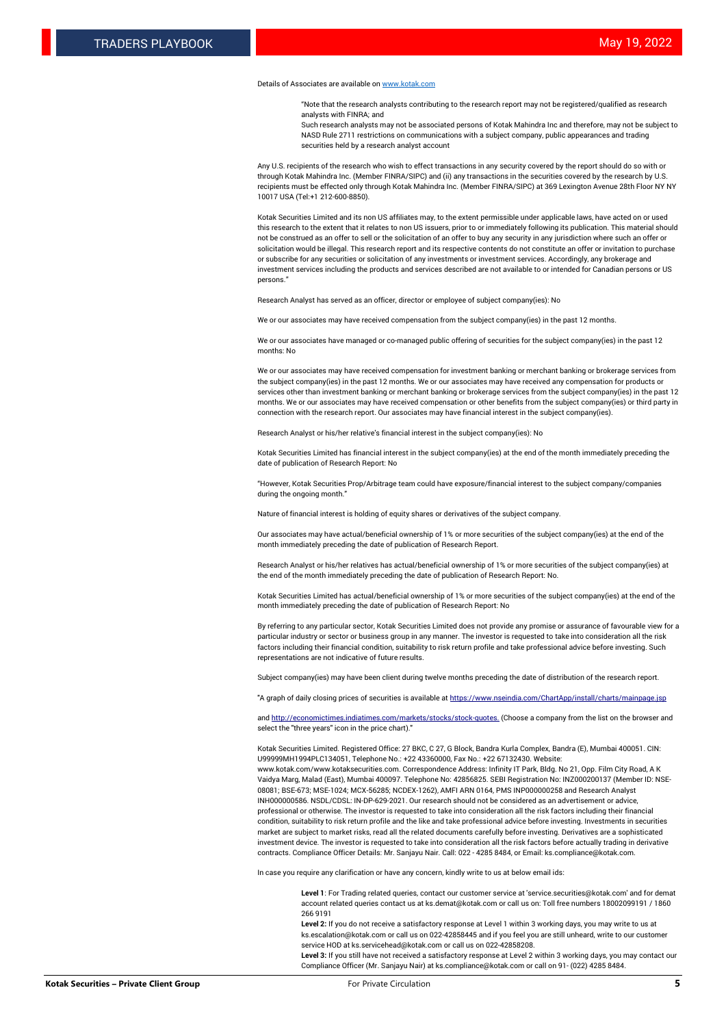Details of Associates are available on www.kotak.com

> "Note that the research analysts contributing to the research report may not be registered/qualified as research analysts with FINRA; and
> Such research analysts may not be associated persons of Kotak Mahindra Inc and therefore, may not be subject to NASD Rule 2711 restrictions on communications with a subject company, public appearances and trading securities held by a research analyst account

Any U.S. recipients of the research who wish to effect transactions in any security covered by the report should do so with or through Kotak Mahindra Inc. (Member FINRA/SIPC) and (ii) any transactions in the securities covered by the research by U.S. recipients must be effected only through Kotak Mahindra Inc. (Member FINRA/SIPC) at 369 Lexington Avenue 28th Floor NY NY 10017 USA (Tel:+1 212-600-8850).

Kotak Securities Limited and its non US affiliates may, to the extent permissible under applicable laws, have acted on or used this research to the extent that it relates to non US issuers, prior to or immediately following its publication. This material should not be construed as an offer to sell or the solicitation of an offer to buy any security in any jurisdiction where such an offer or solicitation would be illegal. This research report and its respective contents do not constitute an offer or invitation to purchase or subscribe for any securities or solicitation of any investments or investment services. Accordingly, any brokerage and investment services including the products and services described are not available to or intended for Canadian persons or US persons."

Research Analyst has served as an officer, director or employee of subject company(ies): No

We or our associates may have received compensation from the subject company(ies) in the past 12 months.

We or our associates have managed or co-managed public offering of securities for the subject company(ies) in the past 12 months: No

We or our associates may have received compensation for investment banking or merchant banking or brokerage services from the subject company(ies) in the past 12 months. We or our associates may have received any compensation for products or services other than investment banking or merchant banking or brokerage services from the subject company(ies) in the past 12 months. We or our associates may have received compensation or other benefits from the subject company(ies) or third party in connection with the research report. Our associates may have financial interest in the subject company(ies).

Research Analyst or his/her relative's financial interest in the subject company(ies): No

Kotak Securities Limited has financial interest in the subject company(ies) at the end of the month immediately preceding the date of publication of Research Report: No

"However, Kotak Securities Prop/Arbitrage team could have exposure/financial interest to the subject company/companies during the ongoing month."

Nature of financial interest is holding of equity shares or derivatives of the subject company.

Our associates may have actual/beneficial ownership of 1% or more securities of the subject company(ies) at the end of the month immediately preceding the date of publication of Research Report.

Research Analyst or his/her relatives has actual/beneficial ownership of 1% or more securities of the subject company(ies) at the end of the month immediately preceding the date of publication of Research Report: No.

Kotak Securities Limited has actual/beneficial ownership of 1% or more securities of the subject company(ies) at the end of the month immediately preceding the date of publication of Research Report: No

By referring to any particular sector, Kotak Securities Limited does not provide any promise or assurance of favourable view for a particular industry or sector or business group in any manner. The investor is requested to take into consideration all the risk factors including their financial condition, suitability to risk return profile and take professional advice before investing. Such representations are not indicative of future results.

Subject company(ies) may have been client during twelve months preceding the date of distribution of the research report.

"A graph of daily closing prices of securities is available at https://www.nseindia.com/ChartApp/install/charts/mainpage.jsp

and http://economictimes.indiatimes.com/markets/stocks/stock-quotes. (Choose a company from the list on the browser and select the "three years" icon in the price chart)."

Kotak Securities Limited. Registered Office: 27 BKC, C 27, G Block, Bandra Kurla Complex, Bandra (E), Mumbai 400051. CIN: U99999MH1994PLC134051, Telephone No.: +22 43360000, Fax No.: +22 67132430. Website: www.kotak.com/www.kotaksecurities.com. Correspondence Address: Infinity IT Park, Bldg. No 21, Opp. Film City Road, A K Vaidya Marg, Malad (East), Mumbai 400097. Telephone No: 42856825. SEBI Registration No: INZ000200137 (Member ID: NSE-08081; BSE-673; MSE-1024; MCX-56285; NCDEX-1262), AMFI ARN 0164, PMS INP000000258 and Research Analyst INH000000586. NSDL/CDSL: IN-DP-629-2021. Our research should not be considered as an advertisement or advice, professional or otherwise. The investor is requested to take into consideration all the risk factors including their financial condition, suitability to risk return profile and the like and take professional advice before investing. Investments in securities market are subject to market risks, read all the related documents carefully before investing. Derivatives are a sophisticated investment device. The investor is requested to take into consideration all the risk factors before actually trading in derivative contracts. Compliance Officer Details: Mr. Sanjayu Nair. Call: 022 - 4285 8484, or Email: ks.compliance@kotak.com.

In case you require any clarification or have any concern, kindly write to us at below email ids:

> **Level 1**: For Trading related queries, contact our customer service at 'service.securities@kotak.com' and for demat account related queries contact us at ks.demat@kotak.com or call us on: Toll free numbers 18002099191 / 1860 266 9191
> **Level 2:** If you do not receive a satisfactory response at Level 1 within 3 working days, you may write to us at ks.escalation@kotak.com or call us on 022-42858445 and if you feel you are still unheard, write to our customer service HOD at ks.servicehead@kotak.com or call us on 022-42858208.
> **Level 3:** If you still have not received a satisfactory response at Level 2 within 3 working days, you may contact our Compliance Officer (Mr. Sanjayu Nair) at ks.compliance@kotak.com or call on 91- (022) 4285 8484.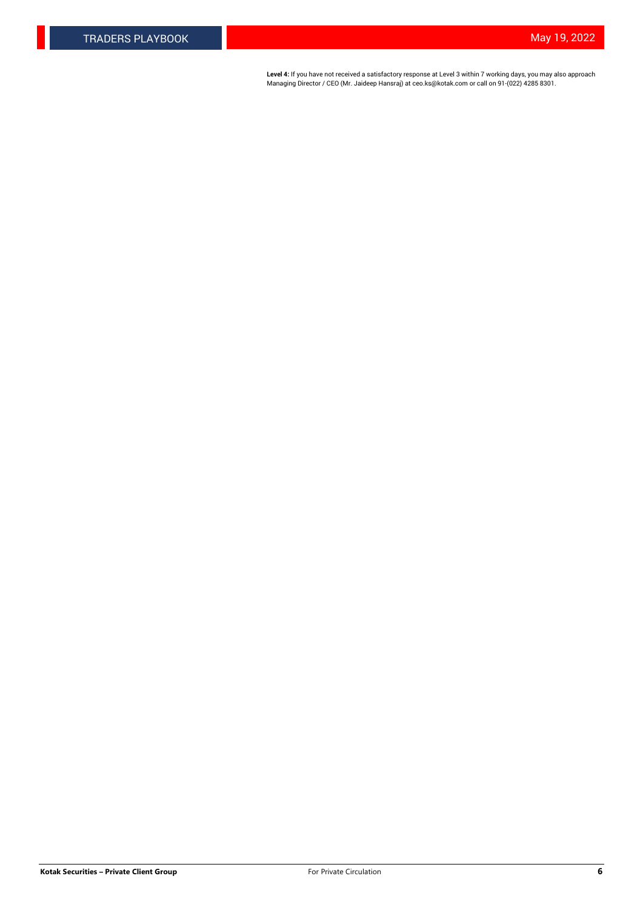**Level 4:** If you have not received a satisfactory response at Level 3 within 7 working days, you may also approach Managing Director / CEO (Mr. Jaideep Hansraj) at ceo.ks@kotak.com or call on 91-(022) 4285 8301.